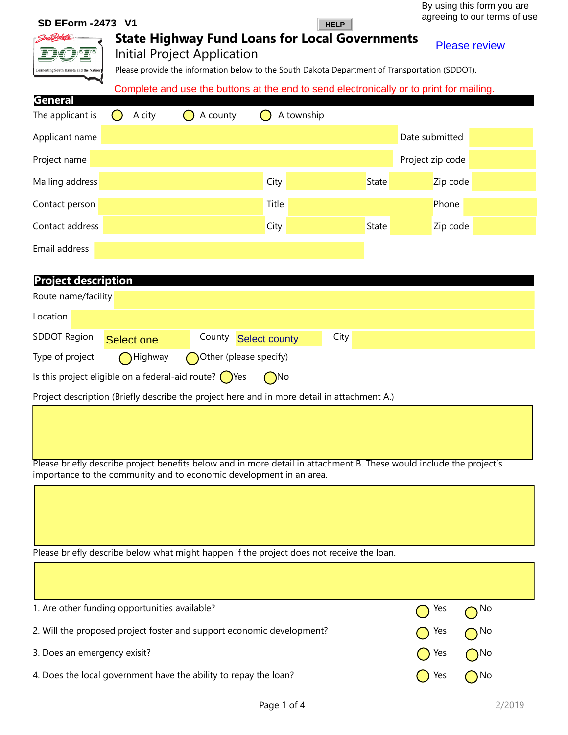SD EForm -2473 V1

HELP

By using this form you are agreeing to our terms of use

# State Highway Fund Loans for Local Governments

## Initial Project Application

Please review

Please provide the information below to the South Dakota Department of Transportation (SDDOT).

Complete and use the buttons at the end to send electronically or to print for mailing.

## General

The applicant is ◯ A city ◯ A county ◯ A township

Applicant name Date submitted

Project name Project zip code

Mailing address City State Zip code

Contact person Title Phone

Contact address City State Zip code

Email address

## Project description

Route name/facility

Location

SDDOT Region Select one County Select county City

Type of project ◯ Highway ◯ Other (please specify)

Is this project eligible on a federal-aid route? ◯ Yes ◯ No

Project description (Briefly describe the project here and in more detail in attachment A.)

Please briefly describe project benefits below and in more detail in attachment B. These would include the project's importance to the community and to economic development in an area.

Please briefly describe below what might happen if the project does not receive the loan.

| | | |
|---|---|---|
| 1. Are other funding opportunities available? | ◯ Yes | ◯ No |
| 2. Will the proposed project foster and support economic development? | ◯ Yes | ◯ No |
| 3. Does an emergency exisit? | ◯ Yes | ◯ No |
| 4. Does the local government have the ability to repay the loan? | ◯ Yes | ◯ No |

2/2019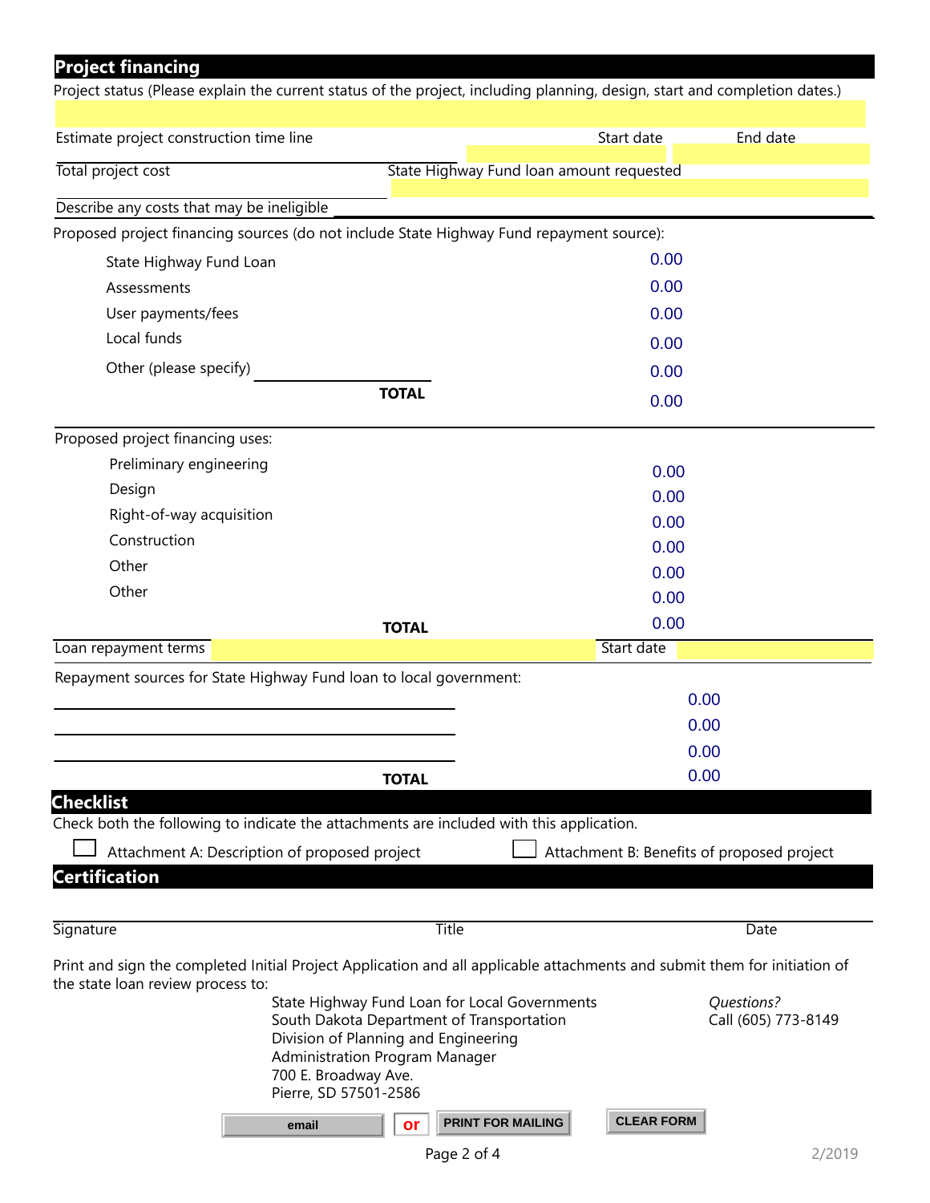## Project financing

Project status (Please explain the current status of the project, including planning, design, start and completion dates.)

Estimate project construction time line — Start date: ______ End date: ______

Total project cost ______ State Highway Fund loan amount requested ______

Describe any costs that may be ineligible ______

Proposed project financing sources (do not include State Highway Fund repayment source):

| Source | Amount |
|---|---|
| State Highway Fund Loan | 0.00 |
| Assessments | 0.00 |
| User payments/fees | 0.00 |
| Local funds | 0.00 |
| Other (please specify) ______ | 0.00 |
| **TOTAL** | 0.00 |

Proposed project financing uses:

| Use | Amount |
|---|---|
| Preliminary engineering | 0.00 |
| Design | 0.00 |
| Right-of-way acquisition | 0.00 |
| Construction | 0.00 |
| Other | 0.00 |
| Other | 0.00 |
| **TOTAL** | 0.00 |

Loan repayment terms ______ Start date ______

Repayment sources for State Highway Fund loan to local government:

| Source | Amount |
|---|---|
| ______ | 0.00 |
| ______ | 0.00 |
| ______ | 0.00 |
| **TOTAL** | 0.00 |

## Checklist

Check both the following to indicate the attachments are included with this application.

- ☐ Attachment A: Description of proposed project
- ☐ Attachment B: Benefits of proposed project

## Certification

Signature ______ Title ______ Date ______

Print and sign the completed Initial Project Application and all applicable attachments and submit them for initiation of the state loan review process to:

State Highway Fund Loan for Local Governments
South Dakota Department of Transportation
Division of Planning and Engineering
Administration Program Manager
700 E. Broadway Ave.
Pierre, SD 57501-2586

*Questions?*
Call (605) 773-8149

email **or** PRINT FOR MAILING CLEAR FORM

2/2019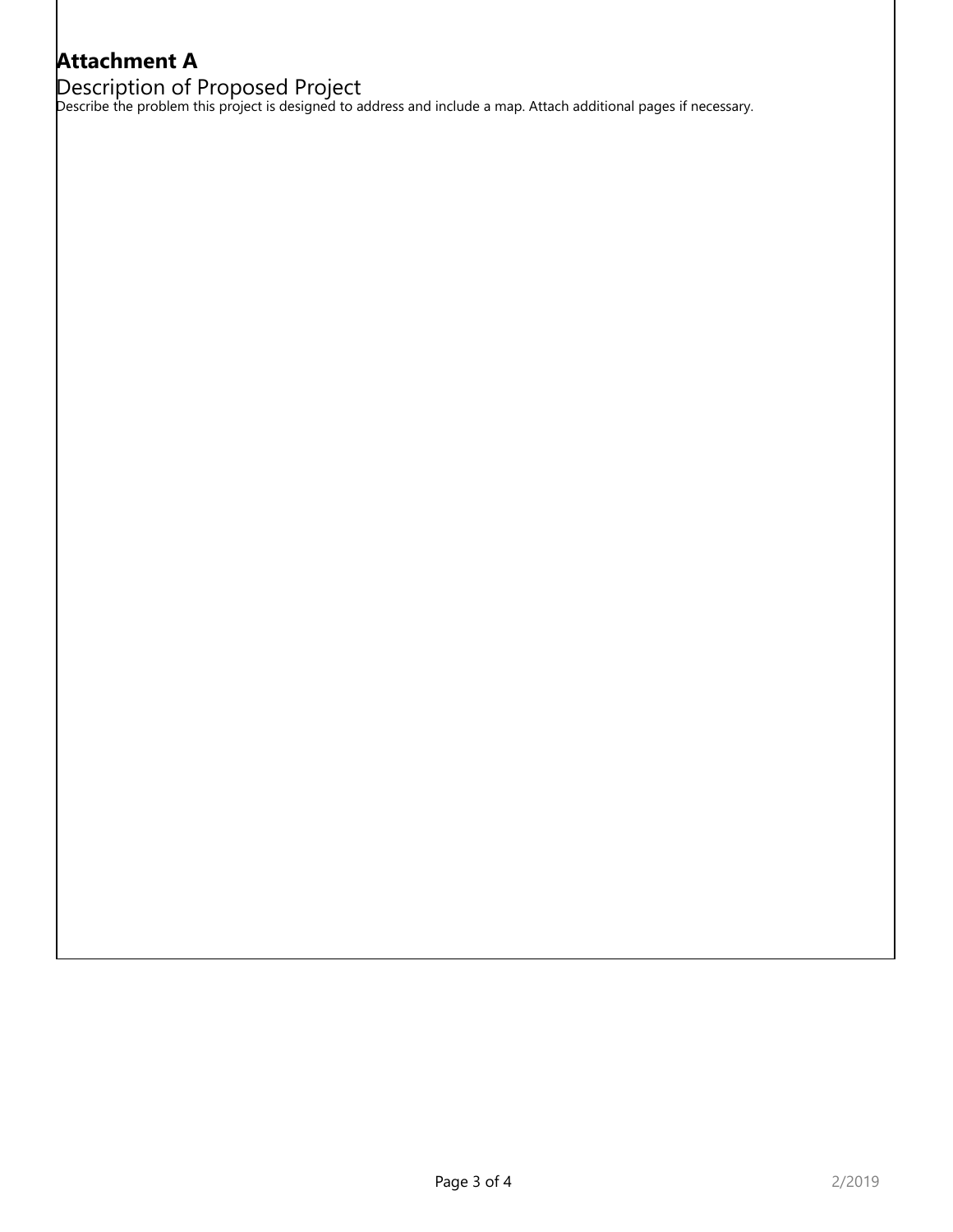# Attachment A

## Description of Proposed Project

Describe the problem this project is designed to address and include a map. Attach additional pages if necessary.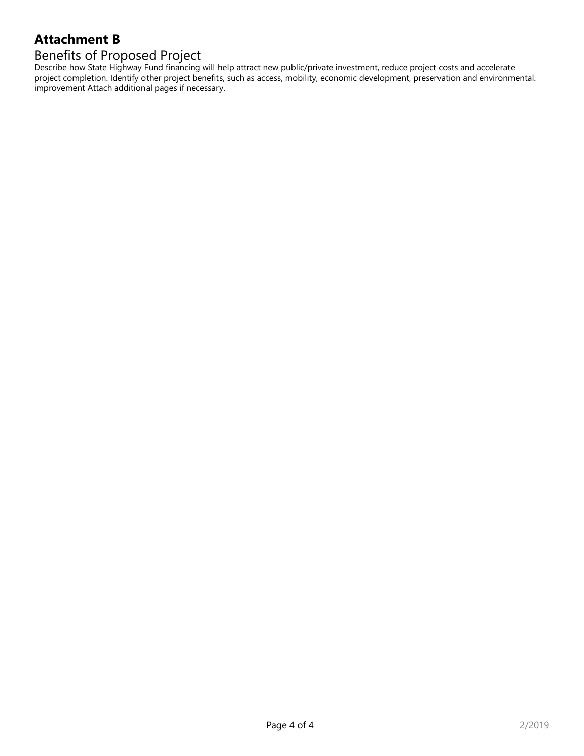# Attachment B

## Benefits of Proposed Project

Describe how State Highway Fund financing will help attract new public/private investment, reduce project costs and accelerate project completion. Identify other project benefits, such as access, mobility, economic development, preservation and environmental. improvement Attach additional pages if necessary.